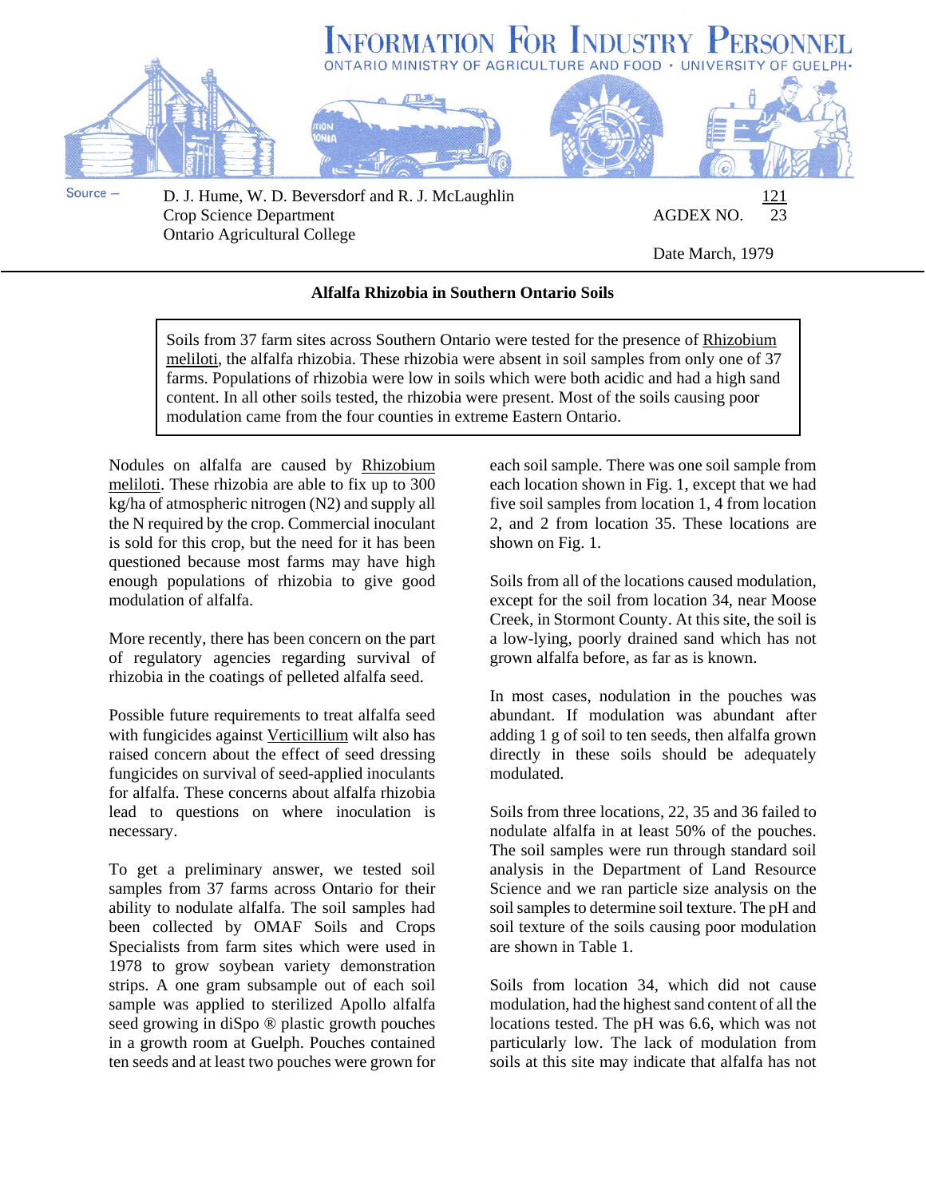# INFORMATION FOR INDUSTRY PERSONNEL

ONTARIO MINISTRY OF AGRICULTURE AND FOOD · UNIVERSITY OF GUELPH·

Source – D. J. Hume, W. D. Beversdorf and R. J. McLaughlin
Crop Science Department
Ontario Agricultural College

AGDEX NO. 121/23

Date March, 1979

## Alfalfa Rhizobia in Southern Ontario Soils

> Soils from 37 farm sites across Southern Ontario were tested for the presence of Rhizobium meliloti, the alfalfa rhizobia. These rhizobia were absent in soil samples from only one of 37 farms. Populations of rhizobia were low in soils which were both acidic and had a high sand content. In all other soils tested, the rhizobia were present. Most of the soils causing poor modulation came from the four counties in extreme Eastern Ontario.

Nodules on alfalfa are caused by Rhizobium meliloti. These rhizobia are able to fix up to 300 kg/ha of atmospheric nitrogen (N2) and supply all the N required by the crop. Commercial inoculant is sold for this crop, but the need for it has been questioned because most farms may have high enough populations of rhizobia to give good modulation of alfalfa.

More recently, there has been concern on the part of regulatory agencies regarding survival of rhizobia in the coatings of pelleted alfalfa seed.

Possible future requirements to treat alfalfa seed with fungicides against Verticillium wilt also has raised concern about the effect of seed dressing fungicides on survival of seed-applied inoculants for alfalfa. These concerns about alfalfa rhizobia lead to questions on where inoculation is necessary.

To get a preliminary answer, we tested soil samples from 37 farms across Ontario for their ability to nodulate alfalfa. The soil samples had been collected by OMAF Soils and Crops Specialists from farm sites which were used in 1978 to grow soybean variety demonstration strips. A one gram subsample out of each soil sample was applied to sterilized Apollo alfalfa seed growing in diSpo ® plastic growth pouches in a growth room at Guelph. Pouches contained ten seeds and at least two pouches were grown for each soil sample. There was one soil sample from each location shown in Fig. 1, except that we had five soil samples from location 1, 4 from location 2, and 2 from location 35. These locations are shown on Fig. 1.

Soils from all of the locations caused modulation, except for the soil from location 34, near Moose Creek, in Stormont County. At this site, the soil is a low-lying, poorly drained sand which has not grown alfalfa before, as far as is known.

In most cases, nodulation in the pouches was abundant. If modulation was abundant after adding 1 g of soil to ten seeds, then alfalfa grown directly in these soils should be adequately modulated.

Soils from three locations, 22, 35 and 36 failed to nodulate alfalfa in at least 50% of the pouches. The soil samples were run through standard soil analysis in the Department of Land Resource Science and we ran particle size analysis on the soil samples to determine soil texture. The pH and soil texture of the soils causing poor modulation are shown in Table 1.

Soils from location 34, which did not cause modulation, had the highest sand content of all the locations tested. The pH was 6.6, which was not particularly low. The lack of modulation from soils at this site may indicate that alfalfa has not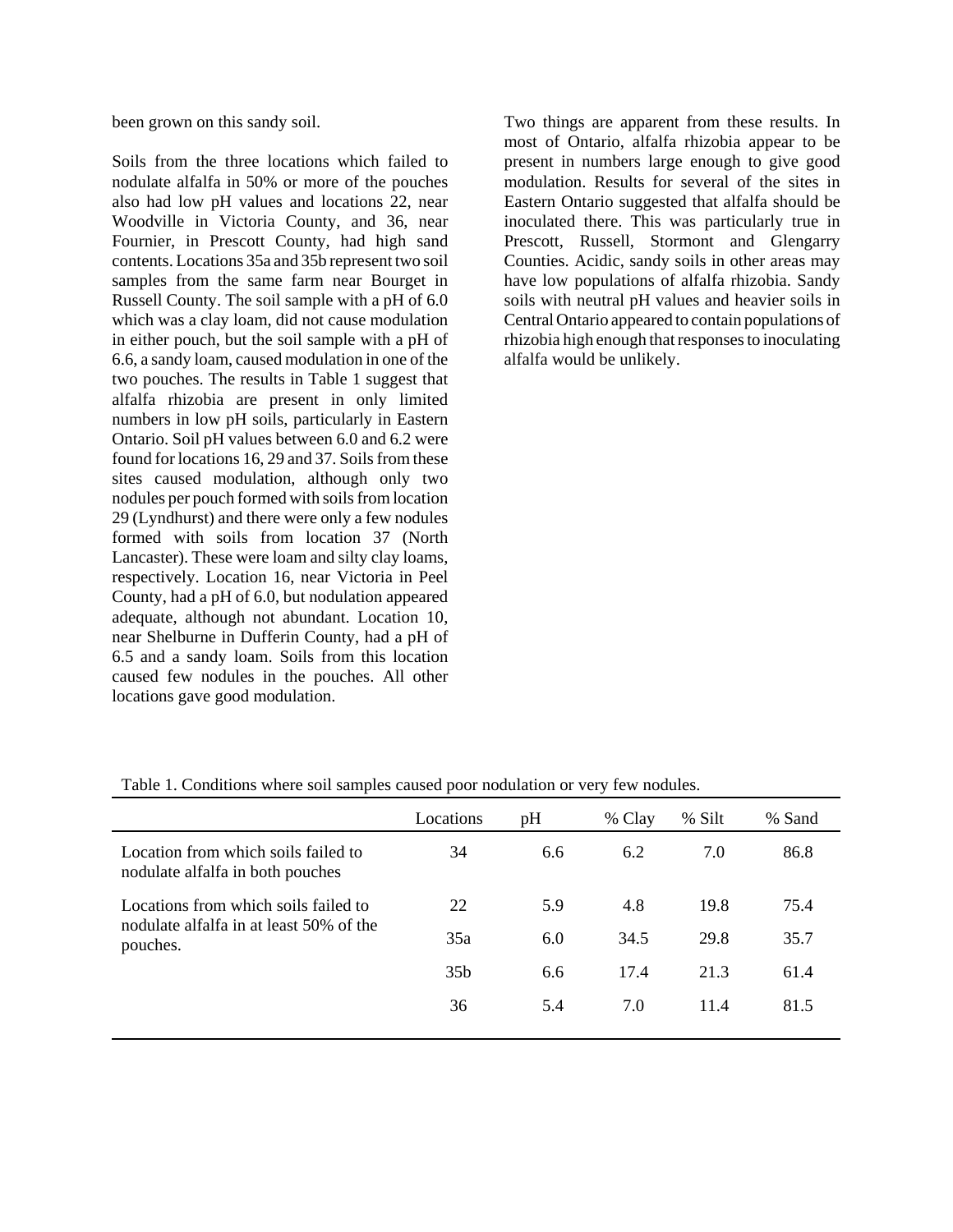been grown on this sandy soil.

Soils from the three locations which failed to nodulate alfalfa in 50% or more of the pouches also had low pH values and locations 22, near Woodville in Victoria County, and 36, near Fournier, in Prescott County, had high sand contents. Locations 35a and 35b represent two soil samples from the same farm near Bourget in Russell County. The soil sample with a pH of 6.0 which was a clay loam, did not cause modulation in either pouch, but the soil sample with a pH of 6.6, a sandy loam, caused modulation in one of the two pouches. The results in Table 1 suggest that alfalfa rhizobia are present in only limited numbers in low pH soils, particularly in Eastern Ontario. Soil pH values between 6.0 and 6.2 were found for locations 16, 29 and 37. Soils from these sites caused modulation, although only two nodules per pouch formed with soils from location 29 (Lyndhurst) and there were only a few nodules formed with soils from location 37 (North Lancaster). These were loam and silty clay loams, respectively. Location 16, near Victoria in Peel County, had a pH of 6.0, but nodulation appeared adequate, although not abundant. Location 10, near Shelburne in Dufferin County, had a pH of 6.5 and a sandy loam. Soils from this location caused few nodules in the pouches. All other locations gave good modulation.

Two things are apparent from these results. In most of Ontario, alfalfa rhizobia appear to be present in numbers large enough to give good modulation. Results for several of the sites in Eastern Ontario suggested that alfalfa should be inoculated there. This was particularly true in Prescott, Russell, Stormont and Glengarry Counties. Acidic, sandy soils in other areas may have low populations of alfalfa rhizobia. Sandy soils with neutral pH values and heavier soils in Central Ontario appeared to contain populations of rhizobia high enough that responses to inoculating alfalfa would be unlikely.

Table 1. Conditions where soil samples caused poor nodulation or very few nodules.

| | Locations | pH | % Clay | % Silt | % Sand |
|---|---|---|---|---|---|
| Location from which soils failed to nodulate alfalfa in both pouches | 34 | 6.6 | 6.2 | 7.0 | 86.8 |
| Locations from which soils failed to nodulate alfalfa in at least 50% of the pouches. | 22 | 5.9 | 4.8 | 19.8 | 75.4 |
| | 35a | 6.0 | 34.5 | 29.8 | 35.7 |
| | 35b | 6.6 | 17.4 | 21.3 | 61.4 |
| | 36 | 5.4 | 7.0 | 11.4 | 81.5 |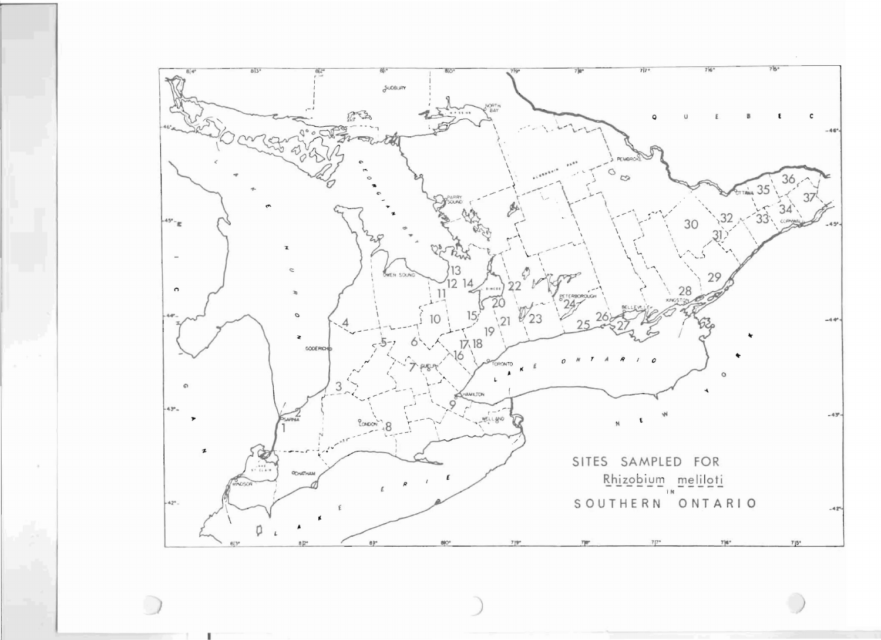SITES SAMPLED FOR

Rhizobium meliloti

IN

SOUTHERN ONTARIO